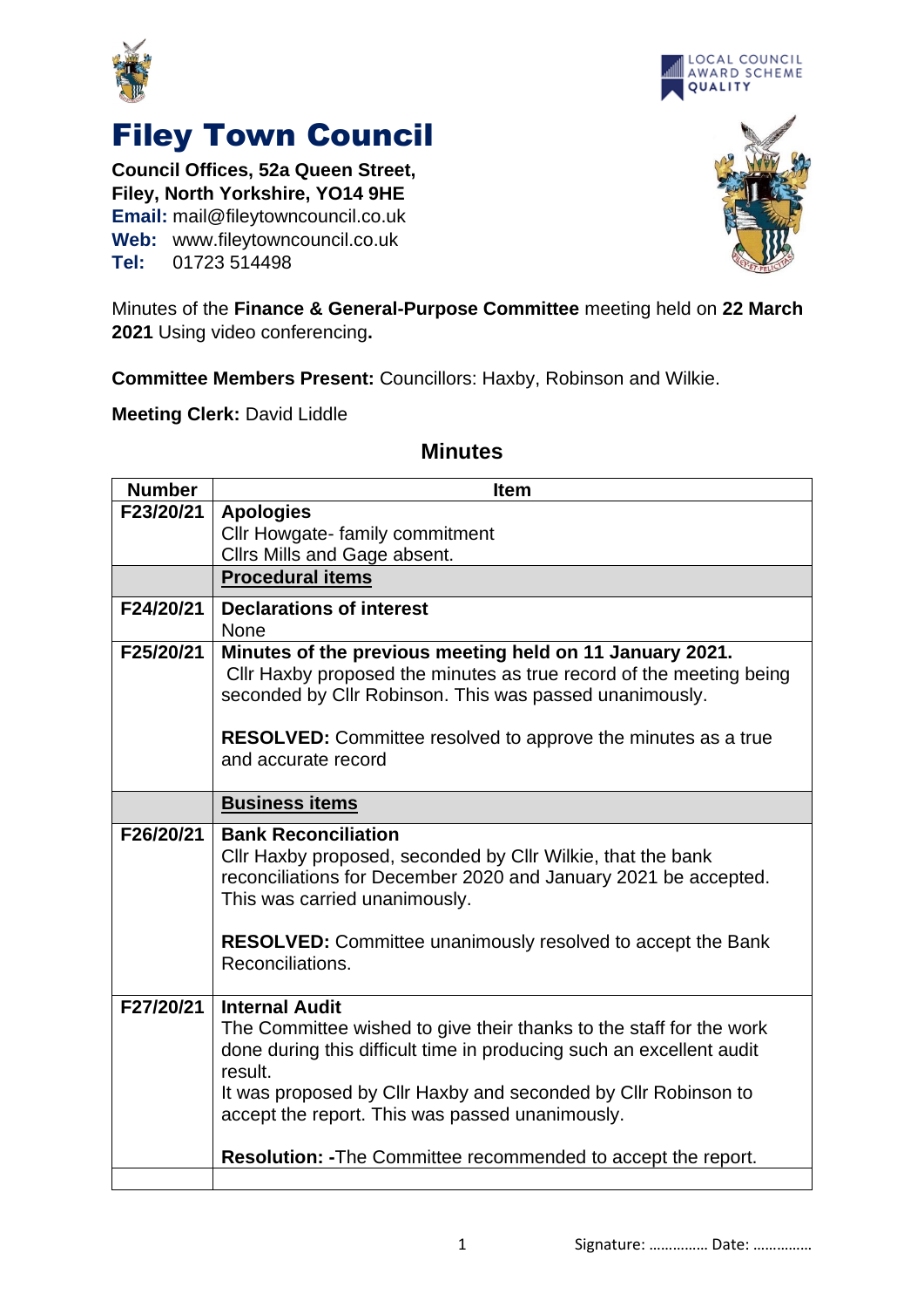# Filey Town Council

**Council Offices, 52a Queen Street,**
**Filey, North Yorkshire, YO14 9HE**
**Email:** mail@fileytowncouncil.co.uk
**Web:** www.fileytowncouncil.co.uk
**Tel:** 01723 514498

Minutes of the **Finance & General-Purpose Committee** meeting held on **22 March 2021** Using video conferencing**.**

**Committee Members Present:** Councillors: Haxby, Robinson and Wilkie.

**Meeting Clerk:** David Liddle

## Minutes

| Number | Item |
|---|---|
| F23/20/21 | **Apologies**<br>Cllr Howgate- family commitment<br>Cllrs Mills and Gage absent. |
| | **Procedural items** |
| F24/20/21 | **Declarations of interest**<br>None |
| F25/20/21 | **Minutes of the previous meeting held on 11 January 2021.**<br>Cllr Haxby proposed the minutes as true record of the meeting being seconded by Cllr Robinson. This was passed unanimously.<br><br>**RESOLVED:** Committee resolved to approve the minutes as a true and accurate record |
| | **Business items** |
| F26/20/21 | **Bank Reconciliation**<br>Cllr Haxby proposed, seconded by Cllr Wilkie, that the bank reconciliations for December 2020 and January 2021 be accepted. This was carried unanimously.<br><br>**RESOLVED:** Committee unanimously resolved to accept the Bank Reconciliations. |
| F27/20/21 | **Internal Audit**<br>The Committee wished to give their thanks to the staff for the work done during this difficult time in producing such an excellent audit result.<br>It was proposed by Cllr Haxby and seconded by Cllr Robinson to accept the report. This was passed unanimously.<br><br>**Resolution: -**The Committee recommended to accept the report. |
| | |

Signature: …………… Date: ……………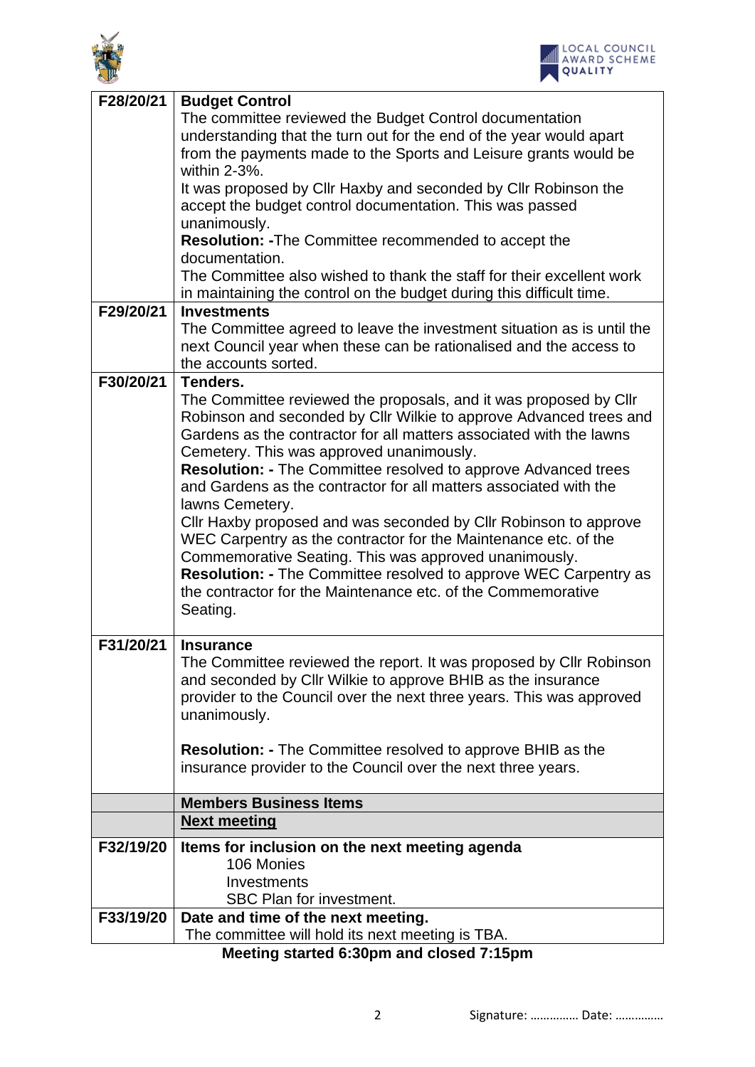| | |
|---|---|
| F28/20/21 | **Budget Control**<br>The committee reviewed the Budget Control documentation understanding that the turn out for the end of the year would apart from the payments made to the Sports and Leisure grants would be within 2-3%.<br>It was proposed by Cllr Haxby and seconded by Cllr Robinson the accept the budget control documentation. This was passed unanimously.<br>**Resolution: -**The Committee recommended to accept the documentation.<br>The Committee also wished to thank the staff for their excellent work in maintaining the control on the budget during this difficult time. |
| F29/20/21 | **Investments**<br>The Committee agreed to leave the investment situation as is until the next Council year when these can be rationalised and the access to the accounts sorted. |
| F30/20/21 | **Tenders.**<br>The Committee reviewed the proposals, and it was proposed by Cllr Robinson and seconded by Cllr Wilkie to approve Advanced trees and Gardens as the contractor for all matters associated with the lawns Cemetery. This was approved unanimously.<br>**Resolution: -** The Committee resolved to approve Advanced trees and Gardens as the contractor for all matters associated with the lawns Cemetery.<br>Cllr Haxby proposed and was seconded by Cllr Robinson to approve WEC Carpentry as the contractor for the Maintenance etc. of the Commemorative Seating. This was approved unanimously.<br>**Resolution: -** The Committee resolved to approve WEC Carpentry as the contractor for the Maintenance etc. of the Commemorative Seating. |
| F31/20/21 | **Insurance**<br>The Committee reviewed the report. It was proposed by Cllr Robinson and seconded by Cllr Wilkie to approve BHIB as the insurance provider to the Council over the next three years. This was approved unanimously.<br><br>**Resolution: -** The Committee resolved to approve BHIB as the insurance provider to the Council over the next three years. |
| | **Members Business Items** |
| | **<u>Next meeting</u>** |
| F32/19/20 | **Items for inclusion on the next meeting agenda**<br>106 Monies<br>Investments<br>SBC Plan for investment. |
| F33/19/20 | **Date and time of the next meeting.**<br>The committee will hold its next meeting is TBA. |

**Meeting started 6:30pm and closed 7:15pm**

Signature: …………… Date: ……………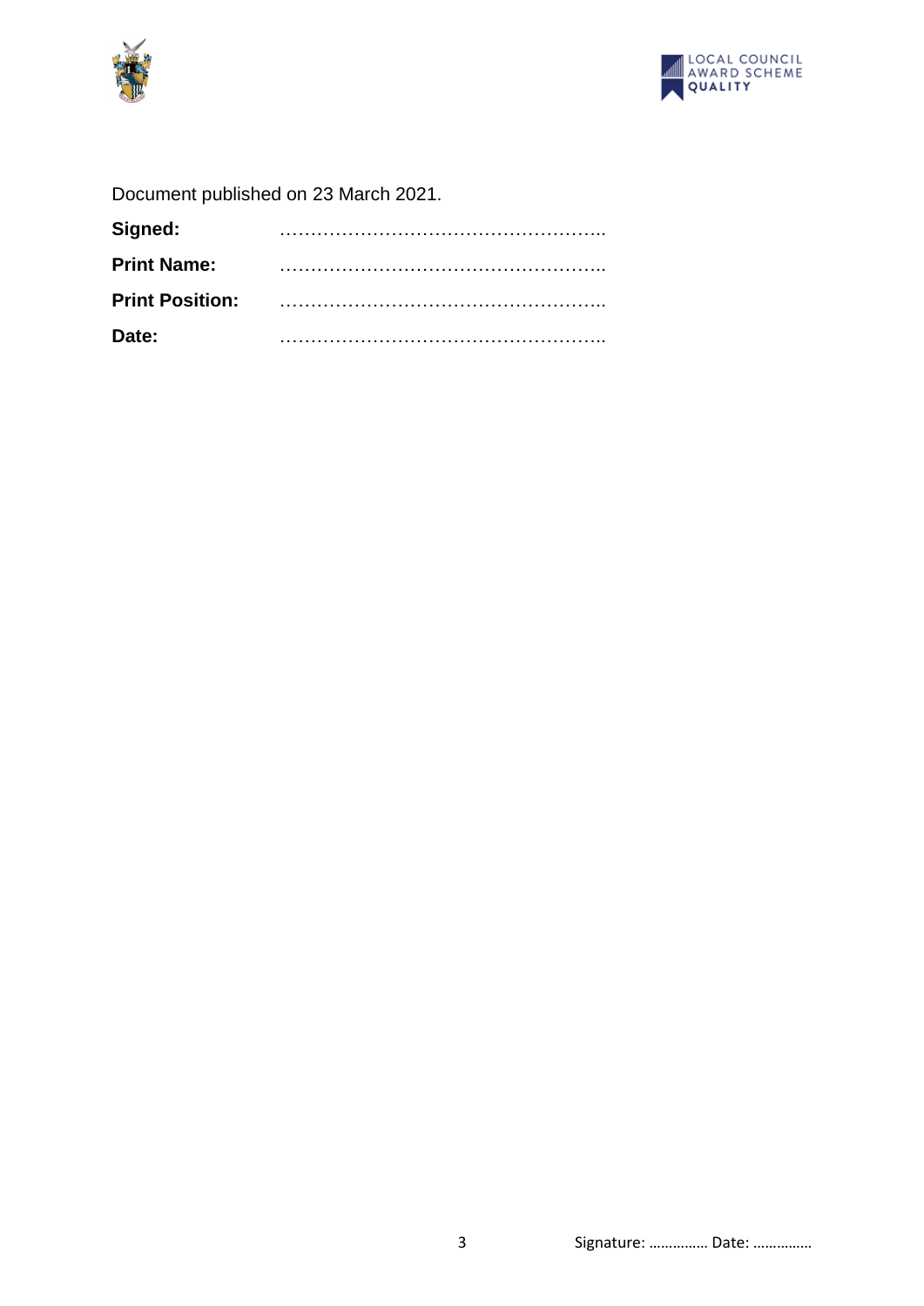Document published on 23 March 2021.

**Signed:** ……………………………………………..

**Print Name:** ……………………………………………..

**Print Position:** ……………………………………………..

**Date:** ……………………………………………..